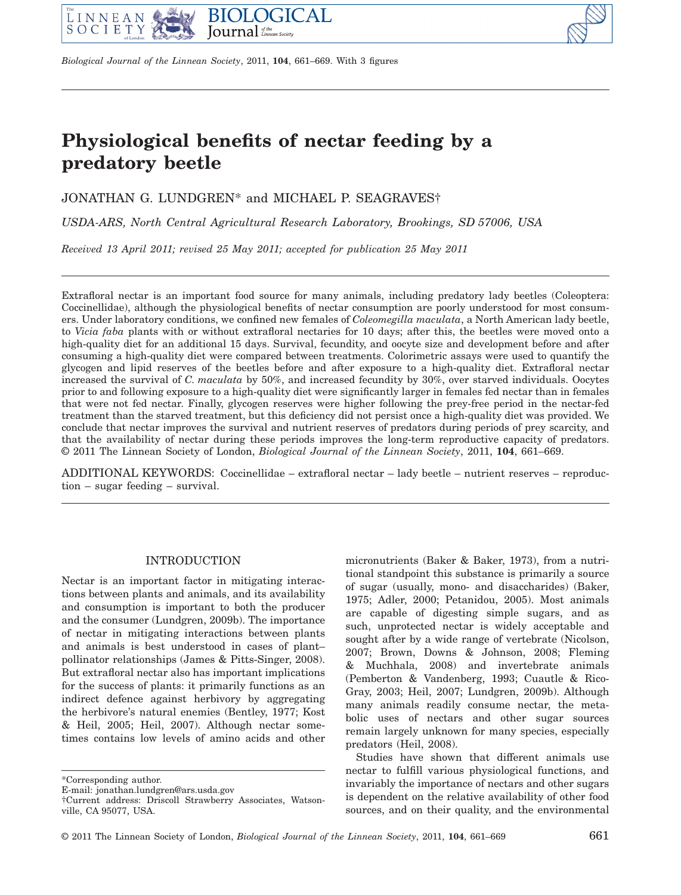# Physiological benefits of nectar feeding by a predatory beetle

JONATHAN G. LUNDGREN* and MICHAEL P. SEAGRAVES†

*USDA-ARS, North Central Agricultural Research Laboratory, Brookings, SD 57006, USA*

*Received 13 April 2011; revised 25 May 2011; accepted for publication 25 May 2011*

Extrafloral nectar is an important food source for many animals, including predatory lady beetles (Coleoptera: Coccinellidae), although the physiological benefits of nectar consumption are poorly understood for most consumers. Under laboratory conditions, we confined new females of *Coleomegilla maculata*, a North American lady beetle, to *Vicia faba* plants with or without extrafloral nectaries for 10 days; after this, the beetles were moved onto a high-quality diet for an additional 15 days. Survival, fecundity, and oocyte size and development before and after consuming a high-quality diet were compared between treatments. Colorimetric assays were used to quantify the glycogen and lipid reserves of the beetles before and after exposure to a high-quality diet. Extrafloral nectar increased the survival of *C. maculata* by 50%, and increased fecundity by 30%, over starved individuals. Oocytes prior to and following exposure to a high-quality diet were significantly larger in females fed nectar than in females that were not fed nectar. Finally, glycogen reserves were higher following the prey-free period in the nectar-fed treatment than the starved treatment, but this deficiency did not persist once a high-quality diet was provided. We conclude that nectar improves the survival and nutrient reserves of predators during periods of prey scarcity, and that the availability of nectar during these periods improves the long-term reproductive capacity of predators. © 2011 The Linnean Society of London, *Biological Journal of the Linnean Society*, 2011, **104**, 661–669.

ADDITIONAL KEYWORDS: Coccinellidae – extrafloral nectar – lady beetle – nutrient reserves – reproduction – sugar feeding – survival.

## INTRODUCTION

Nectar is an important factor in mitigating interactions between plants and animals, and its availability and consumption is important to both the producer and the consumer (Lundgren, 2009b). The importance of nectar in mitigating interactions between plants and animals is best understood in cases of plant–pollinator relationships (James & Pitts-Singer, 2008). But extrafloral nectar also has important implications for the success of plants: it primarily functions as an indirect defence against herbivory by aggregating the herbivore's natural enemies (Bentley, 1977; Kost & Heil, 2005; Heil, 2007). Although nectar sometimes contains low levels of amino acids and other micronutrients (Baker & Baker, 1973), from a nutritional standpoint this substance is primarily a source of sugar (usually, mono- and disaccharides) (Baker, 1975; Adler, 2000; Petanidou, 2005). Most animals are capable of digesting simple sugars, and as such, unprotected nectar is widely acceptable and sought after by a wide range of vertebrate (Nicolson, 2007; Brown, Downs & Johnson, 2008; Fleming & Muchhala, 2008) and invertebrate animals (Pemberton & Vandenberg, 1993; Cuautle & Rico-Gray, 2003; Heil, 2007; Lundgren, 2009b). Although many animals readily consume nectar, the metabolic uses of nectars and other sugar sources remain largely unknown for many species, especially predators (Heil, 2008).

Studies have shown that different animals use nectar to fulfill various physiological functions, and invariably the importance of nectars and other sugars is dependent on the relative availability of other food sources, and on their quality, and the environmental

*Corresponding author.
E-mail: jonathan.lundgren@ars.usda.gov
†Current address: Driscoll Strawberry Associates, Watsonville, CA 95077, USA.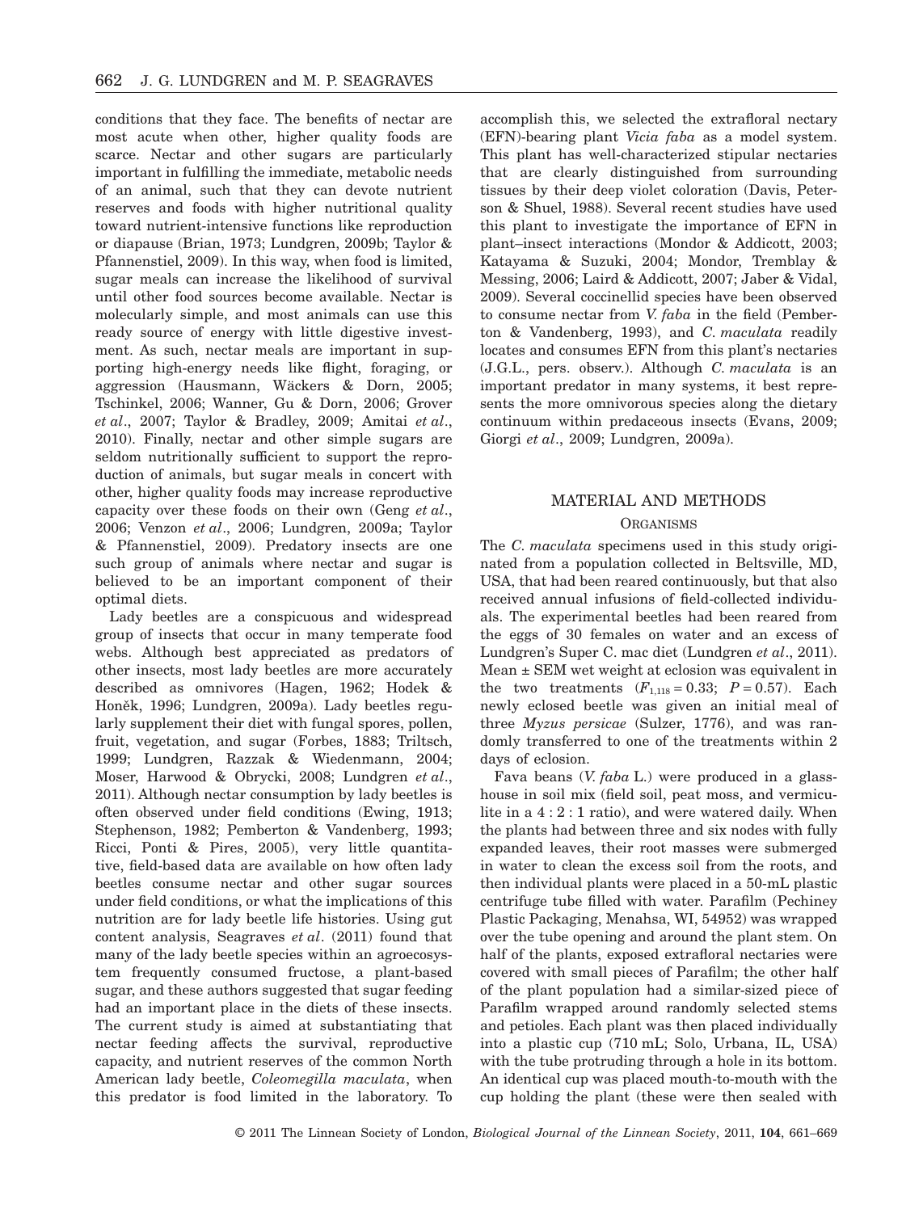conditions that they face. The benefits of nectar are most acute when other, higher quality foods are scarce. Nectar and other sugars are particularly important in fulfilling the immediate, metabolic needs of an animal, such that they can devote nutrient reserves and foods with higher nutritional quality toward nutrient-intensive functions like reproduction or diapause (Brian, 1973; Lundgren, 2009b; Taylor & Pfannenstiel, 2009). In this way, when food is limited, sugar meals can increase the likelihood of survival until other food sources become available. Nectar is molecularly simple, and most animals can use this ready source of energy with little digestive investment. As such, nectar meals are important in supporting high-energy needs like flight, foraging, or aggression (Hausmann, Wäckers & Dorn, 2005; Tschinkel, 2006; Wanner, Gu & Dorn, 2006; Grover *et al*., 2007; Taylor & Bradley, 2009; Amitai *et al*., 2010). Finally, nectar and other simple sugars are seldom nutritionally sufficient to support the reproduction of animals, but sugar meals in concert with other, higher quality foods may increase reproductive capacity over these foods on their own (Geng *et al*., 2006; Venzon *et al*., 2006; Lundgren, 2009a; Taylor & Pfannenstiel, 2009). Predatory insects are one such group of animals where nectar and sugar is believed to be an important component of their optimal diets.

Lady beetles are a conspicuous and widespread group of insects that occur in many temperate food webs. Although best appreciated as predators of other insects, most lady beetles are more accurately described as omnivores (Hagen, 1962; Hodek & Honěk, 1996; Lundgren, 2009a). Lady beetles regularly supplement their diet with fungal spores, pollen, fruit, vegetation, and sugar (Forbes, 1883; Triltsch, 1999; Lundgren, Razzak & Wiedenmann, 2004; Moser, Harwood & Obrycki, 2008; Lundgren *et al*., 2011). Although nectar consumption by lady beetles is often observed under field conditions (Ewing, 1913; Stephenson, 1982; Pemberton & Vandenberg, 1993; Ricci, Ponti & Pires, 2005), very little quantitative, field-based data are available on how often lady beetles consume nectar and other sugar sources under field conditions, or what the implications of this nutrition are for lady beetle life histories. Using gut content analysis, Seagraves *et al*. (2011) found that many of the lady beetle species within an agroecosystem frequently consumed fructose, a plant-based sugar, and these authors suggested that sugar feeding had an important place in the diets of these insects. The current study is aimed at substantiating that nectar feeding affects the survival, reproductive capacity, and nutrient reserves of the common North American lady beetle, *Coleomegilla maculata*, when this predator is food limited in the laboratory. To accomplish this, we selected the extrafloral nectary (EFN)-bearing plant *Vicia faba* as a model system. This plant has well-characterized stipular nectaries that are clearly distinguished from surrounding tissues by their deep violet coloration (Davis, Peterson & Shuel, 1988). Several recent studies have used this plant to investigate the importance of EFN in plant–insect interactions (Mondor & Addicott, 2003; Katayama & Suzuki, 2004; Mondor, Tremblay & Messing, 2006; Laird & Addicott, 2007; Jaber & Vidal, 2009). Several coccinellid species have been observed to consume nectar from *V. faba* in the field (Pemberton & Vandenberg, 1993), and *C. maculata* readily locates and consumes EFN from this plant's nectaries (J.G.L., pers. observ.). Although *C. maculata* is an important predator in many systems, it best represents the more omnivorous species along the dietary continuum within predaceous insects (Evans, 2009; Giorgi *et al*., 2009; Lundgren, 2009a).

## MATERIAL AND METHODS

### ORGANISMS

The *C. maculata* specimens used in this study originated from a population collected in Beltsville, MD, USA, that had been reared continuously, but that also received annual infusions of field-collected individuals. The experimental beetles had been reared from the eggs of 30 females on water and an excess of Lundgren's Super C. mac diet (Lundgren *et al*., 2011). Mean ± SEM wet weight at eclosion was equivalent in the two treatments ($F_{1,118} = 0.33$; $P = 0.57$). Each newly eclosed beetle was given an initial meal of three *Myzus persicae* (Sulzer, 1776), and was randomly transferred to one of the treatments within 2 days of eclosion.

Fava beans (*V. faba* L.) were produced in a glasshouse in soil mix (field soil, peat moss, and vermiculite in a 4 : 2 : 1 ratio), and were watered daily. When the plants had between three and six nodes with fully expanded leaves, their root masses were submerged in water to clean the excess soil from the roots, and then individual plants were placed in a 50-mL plastic centrifuge tube filled with water. Parafilm (Pechiney Plastic Packaging, Menahsa, WI, 54952) was wrapped over the tube opening and around the plant stem. On half of the plants, exposed extrafloral nectaries were covered with small pieces of Parafilm; the other half of the plant population had a similar-sized piece of Parafilm wrapped around randomly selected stems and petioles. Each plant was then placed individually into a plastic cup (710 mL; Solo, Urbana, IL, USA) with the tube protruding through a hole in its bottom. An identical cup was placed mouth-to-mouth with the cup holding the plant (these were then sealed with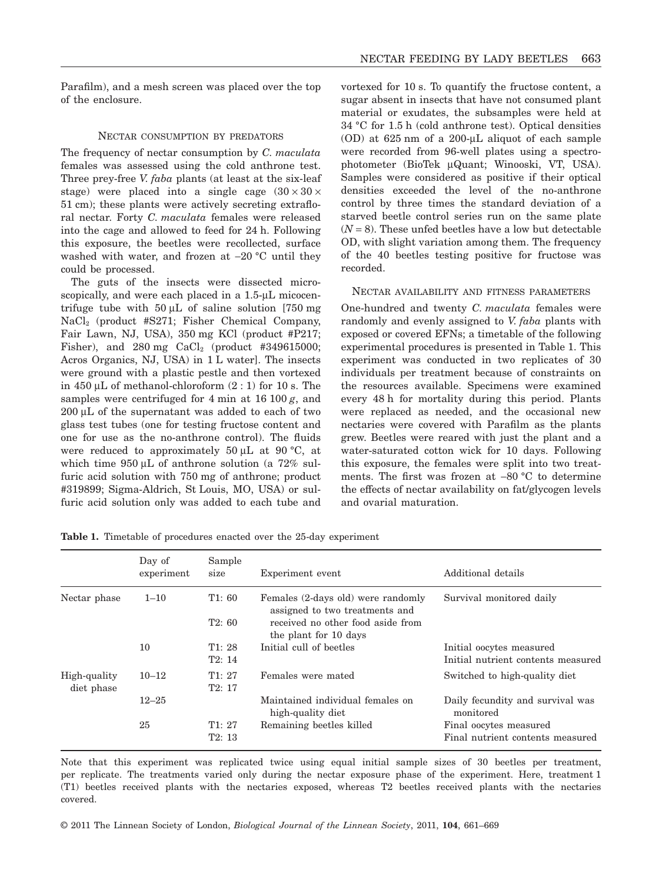Parafilm), and a mesh screen was placed over the top of the enclosure.

### NECTAR CONSUMPTION BY PREDATORS

The frequency of nectar consumption by *C. maculata* females was assessed using the cold anthrone test. Three prey-free *V. faba* plants (at least at the six-leaf stage) were placed into a single cage ($30 \times 30 \times 51$ cm); these plants were actively secreting extrafloral nectar. Forty *C. maculata* females were released into the cage and allowed to feed for 24 h. Following this exposure, the beetles were recollected, surface washed with water, and frozen at –20 °C until they could be processed.

The guts of the insects were dissected microscopically, and were each placed in a 1.5-μL micocentrifuge tube with 50 μL of saline solution [750 mg $NaCl_2$ (product #S271; Fisher Chemical Company, Fair Lawn, NJ, USA), 350 mg KCl (product #P217; Fisher), and 280 mg $CaCl_2$ (product #349615000; Acros Organics, NJ, USA) in 1 L water]. The insects were ground with a plastic pestle and then vortexed in 450 μL of methanol-chloroform (2 : 1) for 10 s. The samples were centrifuged for 4 min at 16 100 *g*, and 200 μL of the supernatant was added to each of two glass test tubes (one for testing fructose content and one for use as the no-anthrone control). The fluids were reduced to approximately 50 μL at 90 °C, at which time 950 μL of anthrone solution (a 72% sulfuric acid solution with 750 mg of anthrone; product #319899; Sigma-Aldrich, St Louis, MO, USA) or sulfuric acid solution only was added to each tube and vortexed for 10 s. To quantify the fructose content, a sugar absent in insects that have not consumed plant material or exudates, the subsamples were held at 34 °C for 1.5 h (cold anthrone test). Optical densities (OD) at 625 nm of a 200-μL aliquot of each sample were recorded from 96-well plates using a spectrophotometer (BioTek μQuant; Winooski, VT, USA). Samples were considered as positive if their optical densities exceeded the level of the no-anthrone control by three times the standard deviation of a starved beetle control series run on the same plate ($N = 8$). These unfed beetles have a low but detectable OD, with slight variation among them. The frequency of the 40 beetles testing positive for fructose was recorded.

### NECTAR AVAILABILITY AND FITNESS PARAMETERS

One-hundred and twenty *C. maculata* females were randomly and evenly assigned to *V. faba* plants with exposed or covered EFNs; a timetable of the following experimental procedures is presented in Table 1. This experiment was conducted in two replicates of 30 individuals per treatment because of constraints on the resources available. Specimens were examined every 48 h for mortality during this period. Plants were replaced as needed, and the occasional new nectaries were covered with Parafilm as the plants grew. Beetles were reared with just the plant and a water-saturated cotton wick for 10 days. Following this exposure, the females were split into two treatments. The first was frozen at –80 °C to determine the effects of nectar availability on fat/glycogen levels and ovarial maturation.

**Table 1.** Timetable of procedures enacted over the 25-day experiment

| | Day of experiment | Sample size | Experiment event | Additional details |
|---|---|---|---|---|
| Nectar phase | 1–10 | T1: 60<br>T2: 60 | Females (2-days old) were randomly assigned to two treatments and received no other food aside from the plant for 10 days | Survival monitored daily |
| | 10 | T1: 28<br>T2: 14 | Initial cull of beetles | Initial oocytes measured<br>Initial nutrient contents measured |
| High-quality diet phase | 10–12 | T1: 27<br>T2: 17 | Females were mated | Switched to high-quality diet |
| | 12–25 | | Maintained individual females on high-quality diet | Daily fecundity and survival was monitored |
| | 25 | T1: 27<br>T2: 13 | Remaining beetles killed | Final oocytes measured<br>Final nutrient contents measured |

Note that this experiment was replicated twice using equal initial sample sizes of 30 beetles per treatment, per replicate. The treatments varied only during the nectar exposure phase of the experiment. Here, treatment 1 (T1) beetles received plants with the nectaries exposed, whereas T2 beetles received plants with the nectaries covered.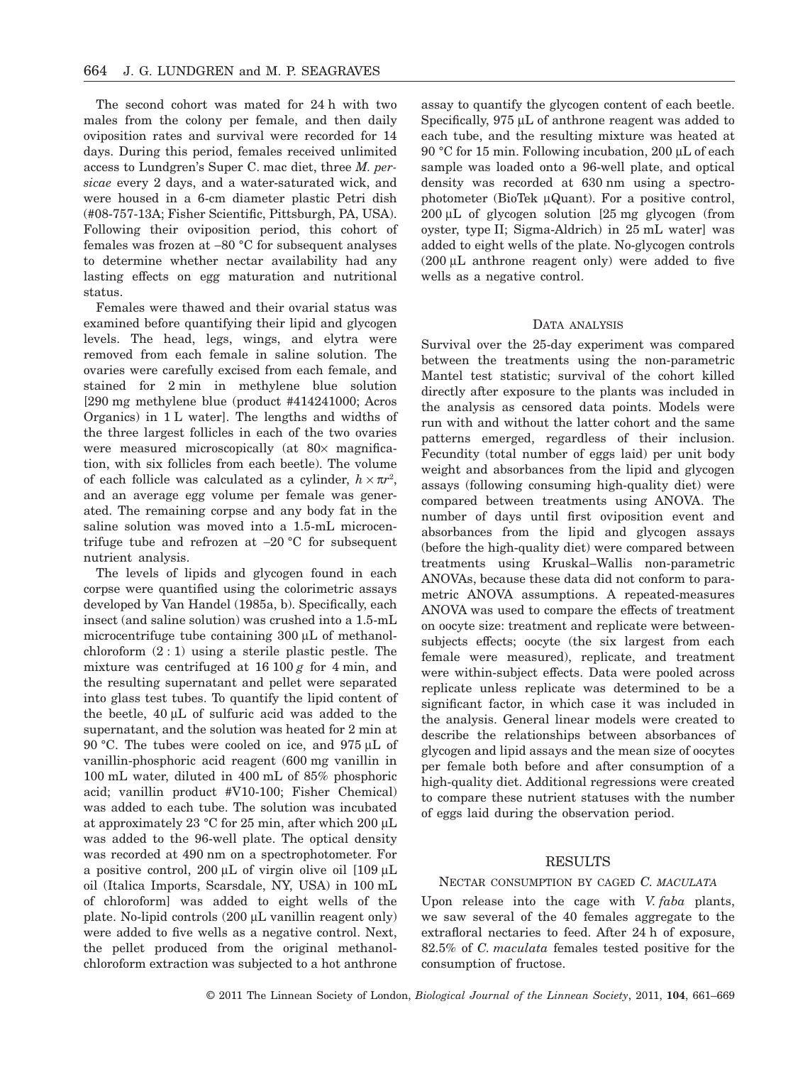The second cohort was mated for 24 h with two males from the colony per female, and then daily oviposition rates and survival were recorded for 14 days. During this period, females received unlimited access to Lundgren's Super C. mac diet, three *M. persicae* every 2 days, and a water-saturated wick, and were housed in a 6-cm diameter plastic Petri dish (#08-757-13A; Fisher Scientific, Pittsburgh, PA, USA). Following their oviposition period, this cohort of females was frozen at −80 °C for subsequent analyses to determine whether nectar availability had any lasting effects on egg maturation and nutritional status.

Females were thawed and their ovarial status was examined before quantifying their lipid and glycogen levels. The head, legs, wings, and elytra were removed from each female in saline solution. The ovaries were carefully excised from each female, and stained for 2 min in methylene blue solution [290 mg methylene blue (product #414241000; Acros Organics) in 1 L water]. The lengths and widths of the three largest follicles in each of the two ovaries were measured microscopically (at 80× magnification, with six follicles from each beetle). The volume of each follicle was calculated as a cylinder, $h \times \pi r^2$, and an average egg volume per female was generated. The remaining corpse and any body fat in the saline solution was moved into a 1.5-mL microcentrifuge tube and refrozen at −20 °C for subsequent nutrient analysis.

The levels of lipids and glycogen found in each corpse were quantified using the colorimetric assays developed by Van Handel (1985a, b). Specifically, each insect (and saline solution) was crushed into a 1.5-mL microcentrifuge tube containing 300 μL of methanol-chloroform (2 : 1) using a sterile plastic pestle. The mixture was centrifuged at 16 100 *g* for 4 min, and the resulting supernatant and pellet were separated into glass test tubes. To quantify the lipid content of the beetle, 40 μL of sulfuric acid was added to the supernatant, and the solution was heated for 2 min at 90 °C. The tubes were cooled on ice, and 975 μL of vanillin-phosphoric acid reagent (600 mg vanillin in 100 mL water, diluted in 400 mL of 85% phosphoric acid; vanillin product #V10-100; Fisher Chemical) was added to each tube. The solution was incubated at approximately 23 °C for 25 min, after which 200 μL was added to the 96-well plate. The optical density was recorded at 490 nm on a spectrophotometer. For a positive control, 200 μL of virgin olive oil [109 μL oil (Italica Imports, Scarsdale, NY, USA) in 100 mL of chloroform] was added to eight wells of the plate. No-lipid controls (200 μL vanillin reagent only) were added to five wells as a negative control. Next, the pellet produced from the original methanol-chloroform extraction was subjected to a hot anthrone assay to quantify the glycogen content of each beetle. Specifically, 975 μL of anthrone reagent was added to each tube, and the resulting mixture was heated at 90 °C for 15 min. Following incubation, 200 μL of each sample was loaded onto a 96-well plate, and optical density was recorded at 630 nm using a spectrophotometer (BioTek μQuant). For a positive control, 200 μL of glycogen solution [25 mg glycogen (from oyster, type II; Sigma-Aldrich) in 25 mL water] was added to eight wells of the plate. No-glycogen controls (200 μL anthrone reagent only) were added to five wells as a negative control.

## Data analysis

Survival over the 25-day experiment was compared between the treatments using the non-parametric Mantel test statistic; survival of the cohort killed directly after exposure to the plants was included in the analysis as censored data points. Models were run with and without the latter cohort and the same patterns emerged, regardless of their inclusion. Fecundity (total number of eggs laid) per unit body weight and absorbances from the lipid and glycogen assays (following consuming high-quality diet) were compared between treatments using ANOVA. The number of days until first oviposition event and absorbances from the lipid and glycogen assays (before the high-quality diet) were compared between treatments using Kruskal–Wallis non-parametric ANOVAs, because these data did not conform to parametric ANOVA assumptions. A repeated-measures ANOVA was used to compare the effects of treatment on oocyte size: treatment and replicate were between-subjects effects; oocyte (the six largest from each female were measured), replicate, and treatment were within-subject effects. Data were pooled across replicate unless replicate was determined to be a significant factor, in which case it was included in the analysis. General linear models were created to describe the relationships between absorbances of glycogen and lipid assays and the mean size of oocytes per female both before and after consumption of a high-quality diet. Additional regressions were created to compare these nutrient statuses with the number of eggs laid during the observation period.

# Results

## Nectar consumption by caged *C. maculata*

Upon release into the cage with *V. faba* plants, we saw several of the 40 females aggregate to the extrafloral nectaries to feed. After 24 h of exposure, 82.5% of *C. maculata* females tested positive for the consumption of fructose.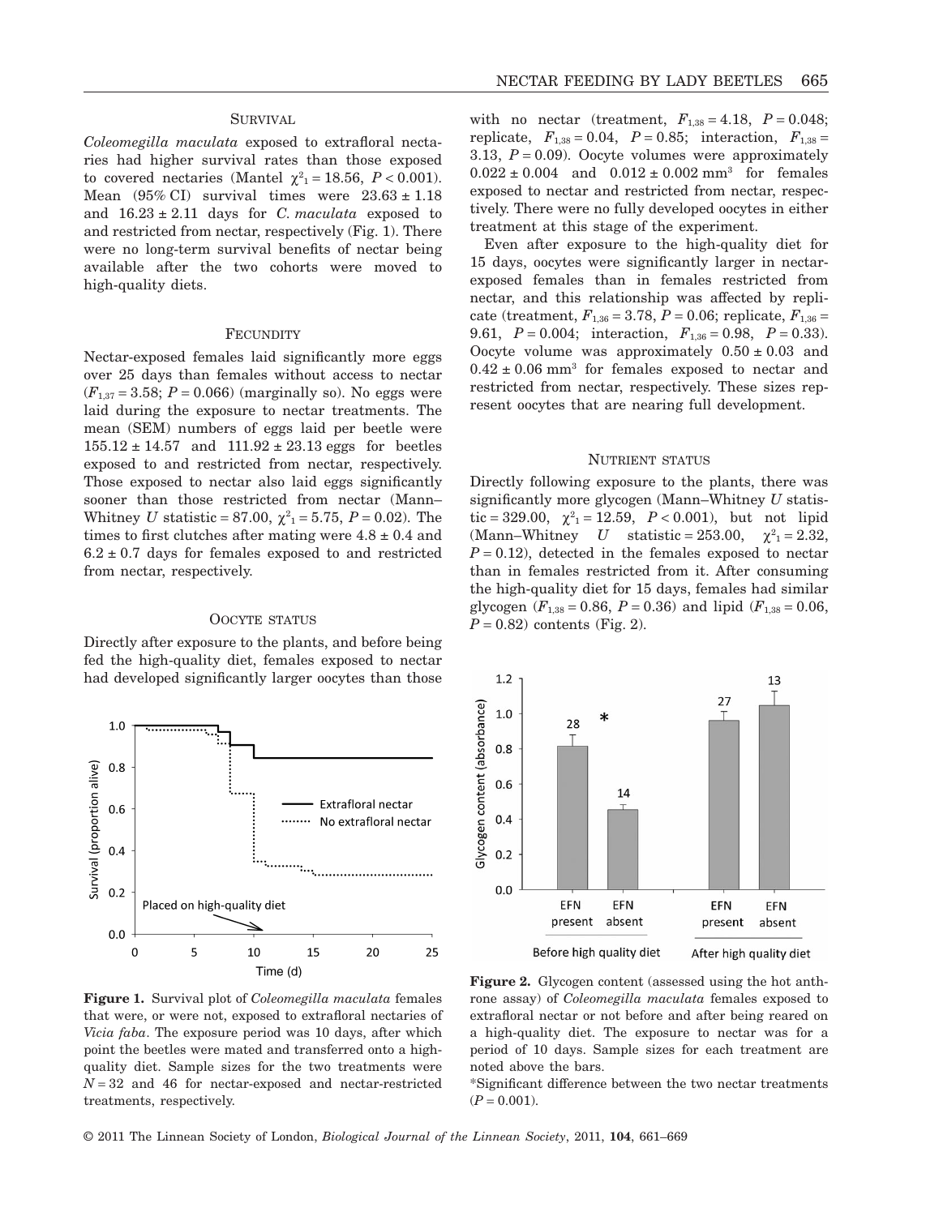### Survival

*Coleomegilla maculata* exposed to extrafloral nectaries had higher survival rates than those exposed to covered nectaries (Mantel $\chi^2_1 = 18.56$, $P < 0.001$). Mean (95% CI) survival times were $23.63 \pm 1.18$ and $16.23 \pm 2.11$ days for *C. maculata* exposed to and restricted from nectar, respectively (Fig. 1). There were no long-term survival benefits of nectar being available after the two cohorts were moved to high-quality diets.

### Fecundity

Nectar-exposed females laid significantly more eggs over 25 days than females without access to nectar ($F_{1,37} = 3.58$; $P = 0.066$) (marginally so). No eggs were laid during the exposure to nectar treatments. The mean (SEM) numbers of eggs laid per beetle were $155.12 \pm 14.57$ and $111.92 \pm 23.13$ eggs for beetles exposed to and restricted from nectar, respectively. Those exposed to nectar also laid eggs significantly sooner than those restricted from nectar (Mann–Whitney $U$ statistic = 87.00, $\chi^2_1 = 5.75$, $P = 0.02$). The times to first clutches after mating were $4.8 \pm 0.4$ and $6.2 \pm 0.7$ days for females exposed to and restricted from nectar, respectively.

### Oocyte status

Directly after exposure to the plants, and before being fed the high-quality diet, females exposed to nectar had developed significantly larger oocytes than those with no nectar (treatment, $F_{1,38} = 4.18$, $P = 0.048$; replicate, $F_{1,38} = 0.04$, $P = 0.85$; interaction, $F_{1,38} = 3.13$, $P = 0.09$). Oocyte volumes were approximately $0.022 \pm 0.004$ and $0.012 \pm 0.002$ mm$^3$ for females exposed to nectar and restricted from nectar, respectively. There were no fully developed oocytes in either treatment at this stage of the experiment.

Even after exposure to the high-quality diet for 15 days, oocytes were significantly larger in nectar-exposed females than in females restricted from nectar, and this relationship was affected by replicate (treatment, $F_{1,36} = 3.78$, $P = 0.06$; replicate, $F_{1,36} = 9.61$, $P = 0.004$; interaction, $F_{1,36} = 0.98$, $P = 0.33$). Oocyte volume was approximately $0.50 \pm 0.03$ and $0.42 \pm 0.06$ mm$^3$ for females exposed to nectar and restricted from nectar, respectively. These sizes represent oocytes that are nearing full development.

### Nutrient status

Directly following exposure to the plants, there was significantly more glycogen (Mann–Whitney $U$ statistic = 329.00, $\chi^2_1 = 12.59$, $P < 0.001$), but not lipid (Mann–Whitney $U$ statistic = 253.00, $\chi^2_1 = 2.32$, $P = 0.12$), detected in the females exposed to nectar than in females restricted from it. After consuming the high-quality diet for 15 days, females had similar glycogen ($F_{1,38} = 0.86$, $P = 0.36$) and lipid ($F_{1,38} = 0.06$, $P = 0.82$) contents (Fig. 2).

**Figure 1.** Survival plot of *Coleomegilla maculata* females that were, or were not, exposed to extrafloral nectaries of *Vicia faba*. The exposure period was 10 days, after which point the beetles were mated and transferred onto a high-quality diet. Sample sizes for the two treatments were $N = 32$ and 46 for nectar-exposed and nectar-restricted treatments, respectively.

**Figure 2.** Glycogen content (assessed using the hot anthrone assay) of *Coleomegilla maculata* females exposed to extrafloral nectar or not before and after being reared on a high-quality diet. The exposure to nectar was for a period of 10 days. Sample sizes for each treatment are noted above the bars.

*Significant difference between the two nectar treatments ($P = 0.001$).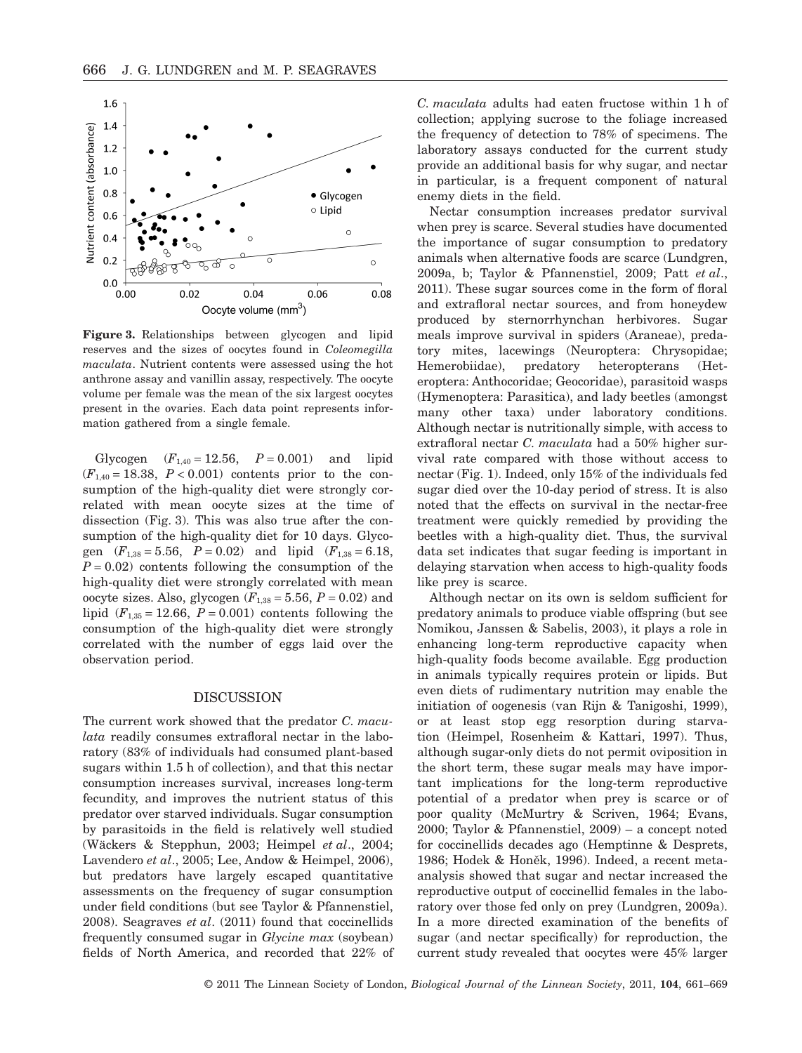**Figure 3.** Relationships between glycogen and lipid reserves and the sizes of oocytes found in *Coleomegilla maculata*. Nutrient contents were assessed using the hot anthrone assay and vanillin assay, respectively. The oocyte volume per female was the mean of the six largest oocytes present in the ovaries. Each data point represents information gathered from a single female.

Glycogen ($F_{1,40} = 12.56$, $P = 0.001$) and lipid ($F_{1,40} = 18.38$, $P < 0.001$) contents prior to the consumption of the high-quality diet were strongly correlated with mean oocyte sizes at the time of dissection (Fig. 3). This was also true after the consumption of the high-quality diet for 10 days. Glycogen ($F_{1,38} = 5.56$, $P = 0.02$) and lipid ($F_{1,38} = 6.18$, $P = 0.02$) contents following the consumption of the high-quality diet were strongly correlated with mean oocyte sizes. Also, glycogen ($F_{1,38} = 5.56$, $P = 0.02$) and lipid ($F_{1,35} = 12.66$, $P = 0.001$) contents following the consumption of the high-quality diet were strongly correlated with the number of eggs laid over the observation period.

## DISCUSSION

The current work showed that the predator *C. maculata* readily consumes extrafloral nectar in the laboratory (83% of individuals had consumed plant-based sugars within 1.5 h of collection), and that this nectar consumption increases survival, increases long-term fecundity, and improves the nutrient status of this predator over starved individuals. Sugar consumption by parasitoids in the field is relatively well studied (Wäckers & Stepphun, 2003; Heimpel *et al*., 2004; Lavendero *et al*., 2005; Lee, Andow & Heimpel, 2006), but predators have largely escaped quantitative assessments on the frequency of sugar consumption under field conditions (but see Taylor & Pfannenstiel, 2008). Seagraves *et al*. (2011) found that coccinellids frequently consumed sugar in *Glycine max* (soybean) fields of North America, and recorded that 22% of *C. maculata* adults had eaten fructose within 1 h of collection; applying sucrose to the foliage increased the frequency of detection to 78% of specimens. The laboratory assays conducted for the current study provide an additional basis for why sugar, and nectar in particular, is a frequent component of natural enemy diets in the field.

Nectar consumption increases predator survival when prey is scarce. Several studies have documented the importance of sugar consumption to predatory animals when alternative foods are scarce (Lundgren, 2009a, b; Taylor & Pfannenstiel, 2009; Patt *et al*., 2011). These sugar sources come in the form of floral and extrafloral nectar sources, and from honeydew produced by sternorrhynchan herbivores. Sugar meals improve survival in spiders (Araneae), predatory mites, lacewings (Neuroptera: Chrysopidae; Hemerobiidae), predatory heteropterans (Heteroptera: Anthocoridae; Geocoridae), parasitoid wasps (Hymenoptera: Parasitica), and lady beetles (amongst many other taxa) under laboratory conditions. Although nectar is nutritionally simple, with access to extrafloral nectar *C. maculata* had a 50% higher survival rate compared with those without access to nectar (Fig. 1). Indeed, only 15% of the individuals fed sugar died over the 10-day period of stress. It is also noted that the effects on survival in the nectar-free treatment were quickly remedied by providing the beetles with a high-quality diet. Thus, the survival data set indicates that sugar feeding is important in delaying starvation when access to high-quality foods like prey is scarce.

Although nectar on its own is seldom sufficient for predatory animals to produce viable offspring (but see Nomikou, Janssen & Sabelis, 2003), it plays a role in enhancing long-term reproductive capacity when high-quality foods become available. Egg production in animals typically requires protein or lipids. But even diets of rudimentary nutrition may enable the initiation of oogenesis (van Rijn & Tanigoshi, 1999), or at least stop egg resorption during starvation (Heimpel, Rosenheim & Kattari, 1997). Thus, although sugar-only diets do not permit oviposition in the short term, these sugar meals may have important implications for the long-term reproductive potential of a predator when prey is scarce or of poor quality (McMurtry & Scriven, 1964; Evans, 2000; Taylor & Pfannenstiel, 2009) – a concept noted for coccinellids decades ago (Hemptinne & Desprets, 1986; Hodek & Honěk, 1996). Indeed, a recent meta-analysis showed that sugar and nectar increased the reproductive output of coccinellid females in the laboratory over those fed only on prey (Lundgren, 2009a). In a more directed examination of the benefits of sugar (and nectar specifically) for reproduction, the current study revealed that oocytes were 45% larger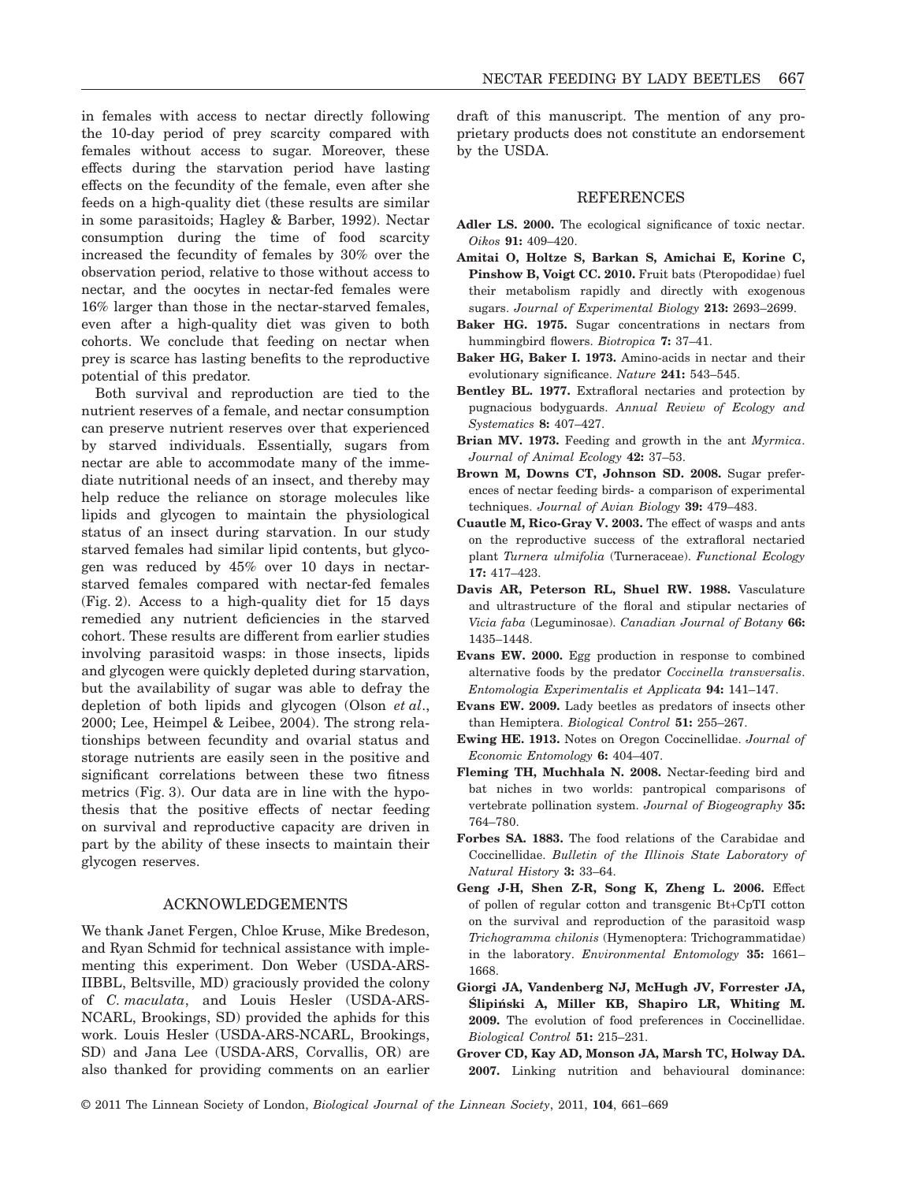in females with access to nectar directly following the 10-day period of prey scarcity compared with females without access to sugar. Moreover, these effects during the starvation period have lasting effects on the fecundity of the female, even after she feeds on a high-quality diet (these results are similar in some parasitoids; Hagley & Barber, 1992). Nectar consumption during the time of food scarcity increased the fecundity of females by 30% over the observation period, relative to those without access to nectar, and the oocytes in nectar-fed females were 16% larger than those in the nectar-starved females, even after a high-quality diet was given to both cohorts. We conclude that feeding on nectar when prey is scarce has lasting benefits to the reproductive potential of this predator.

Both survival and reproduction are tied to the nutrient reserves of a female, and nectar consumption can preserve nutrient reserves over that experienced by starved individuals. Essentially, sugars from nectar are able to accommodate many of the immediate nutritional needs of an insect, and thereby may help reduce the reliance on storage molecules like lipids and glycogen to maintain the physiological status of an insect during starvation. In our study starved females had similar lipid contents, but glycogen was reduced by 45% over 10 days in nectar-starved females compared with nectar-fed females (Fig. 2). Access to a high-quality diet for 15 days remedied any nutrient deficiencies in the starved cohort. These results are different from earlier studies involving parasitoid wasps: in those insects, lipids and glycogen were quickly depleted during starvation, but the availability of sugar was able to defray the depletion of both lipids and glycogen (Olson *et al*., 2000; Lee, Heimpel & Leibee, 2004). The strong relationships between fecundity and ovarial status and storage nutrients are easily seen in the positive and significant correlations between these two fitness metrics (Fig. 3). Our data are in line with the hypothesis that the positive effects of nectar feeding on survival and reproductive capacity are driven in part by the ability of these insects to maintain their glycogen reserves.

## ACKNOWLEDGEMENTS

We thank Janet Fergen, Chloe Kruse, Mike Bredeson, and Ryan Schmid for technical assistance with implementing this experiment. Don Weber (USDA-ARS-IIBBL, Beltsville, MD) graciously provided the colony of *C. maculata*, and Louis Hesler (USDA-ARS-NCARL, Brookings, SD) provided the aphids for this work. Louis Hesler (USDA-ARS-NCARL, Brookings, SD) and Jana Lee (USDA-ARS, Corvallis, OR) are also thanked for providing comments on an earlier draft of this manuscript. The mention of any proprietary products does not constitute an endorsement by the USDA.

## REFERENCES

**Adler LS. 2000.** The ecological significance of toxic nectar. *Oikos* **91:** 409–420.

**Amitai O, Holtze S, Barkan S, Amichai E, Korine C, Pinshow B, Voigt CC. 2010.** Fruit bats (Pteropodidae) fuel their metabolism rapidly and directly with exogenous sugars. *Journal of Experimental Biology* **213:** 2693–2699.

**Baker HG. 1975.** Sugar concentrations in nectars from hummingbird flowers. *Biotropica* **7:** 37–41.

**Baker HG, Baker I. 1973.** Amino-acids in nectar and their evolutionary significance. *Nature* **241:** 543–545.

**Bentley BL. 1977.** Extrafloral nectaries and protection by pugnacious bodyguards. *Annual Review of Ecology and Systematics* **8:** 407–427.

**Brian MV. 1973.** Feeding and growth in the ant *Myrmica*. *Journal of Animal Ecology* **42:** 37–53.

**Brown M, Downs CT, Johnson SD. 2008.** Sugar preferences of nectar feeding birds- a comparison of experimental techniques. *Journal of Avian Biology* **39:** 479–483.

**Cuautle M, Rico-Gray V. 2003.** The effect of wasps and ants on the reproductive success of the extrafloral nectaried plant *Turnera ulmifolia* (Turneraceae). *Functional Ecology* **17:** 417–423.

**Davis AR, Peterson RL, Shuel RW. 1988.** Vasculature and ultrastructure of the floral and stipular nectaries of *Vicia faba* (Leguminosae). *Canadian Journal of Botany* **66:** 1435–1448.

**Evans EW. 2000.** Egg production in response to combined alternative foods by the predator *Coccinella transversalis*. *Entomologia Experimentalis et Applicata* **94:** 141–147.

**Evans EW. 2009.** Lady beetles as predators of insects other than Hemiptera. *Biological Control* **51:** 255–267.

**Ewing HE. 1913.** Notes on Oregon Coccinellidae. *Journal of Economic Entomology* **6:** 404–407.

**Fleming TH, Muchhala N. 2008.** Nectar-feeding bird and bat niches in two worlds: pantropical comparisons of vertebrate pollination system. *Journal of Biogeography* **35:** 764–780.

**Forbes SA. 1883.** The food relations of the Carabidae and Coccinellidae. *Bulletin of the Illinois State Laboratory of Natural History* **3:** 33–64.

**Geng J-H, Shen Z-R, Song K, Zheng L. 2006.** Effect of pollen of regular cotton and transgenic Bt+CpTI cotton on the survival and reproduction of the parasitoid wasp *Trichogramma chilonis* (Hymenoptera: Trichogrammatidae) in the laboratory. *Environmental Entomology* **35:** 1661–1668.

**Giorgi JA, Vandenberg NJ, McHugh JV, Forrester JA, Ślipiński A, Miller KB, Shapiro LR, Whiting M. 2009.** The evolution of food preferences in Coccinellidae. *Biological Control* **51:** 215–231.

**Grover CD, Kay AD, Monson JA, Marsh TC, Holway DA. 2007.** Linking nutrition and behavioural dominance: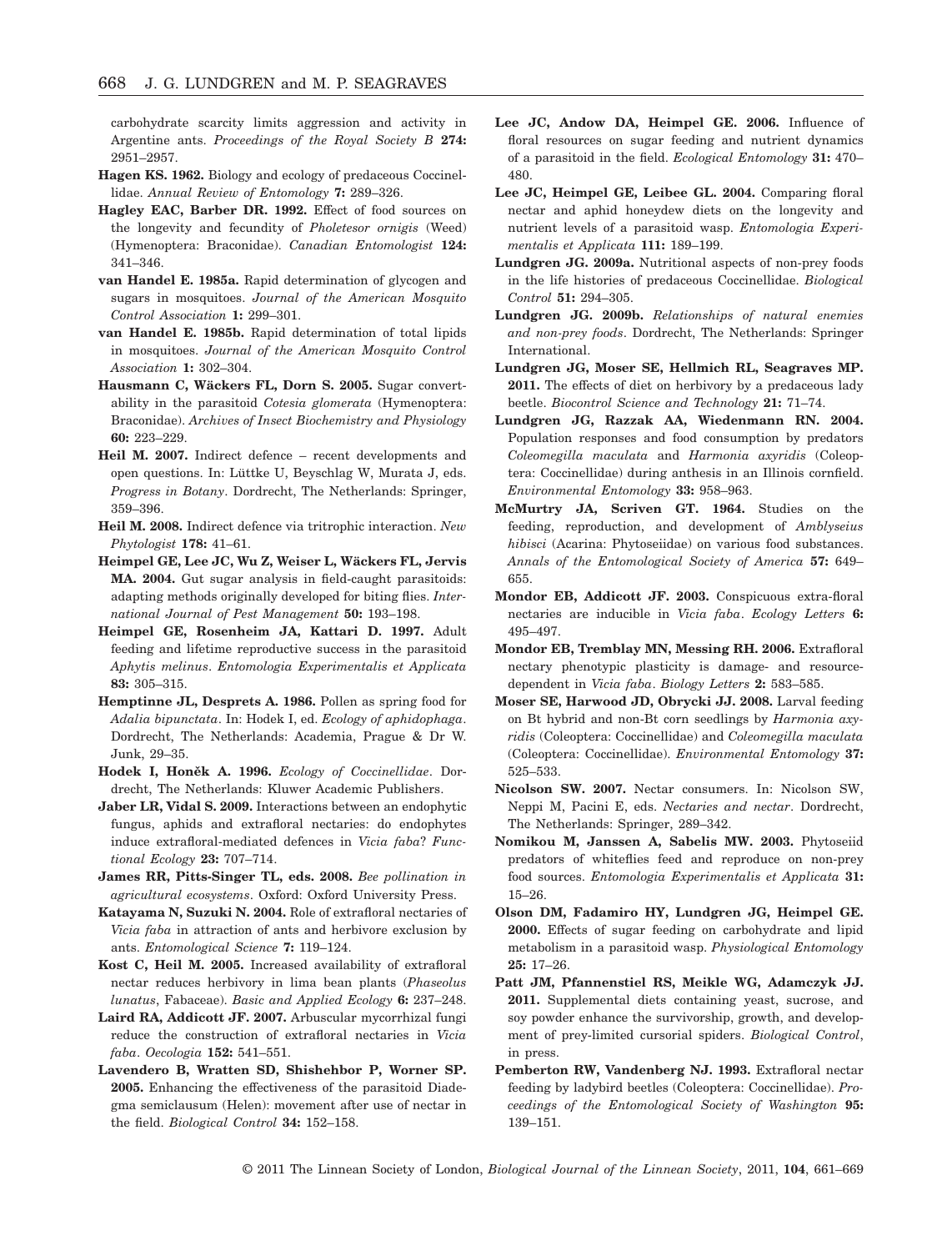carbohydrate scarcity limits aggression and activity in Argentine ants. *Proceedings of the Royal Society B* **274:** 2951–2957.

**Hagen KS. 1962.** Biology and ecology of predaceous Coccinellidae. *Annual Review of Entomology* **7:** 289–326.

**Hagley EAC, Barber DR. 1992.** Effect of food sources on the longevity and fecundity of *Pholetesor ornigis* (Weed) (Hymenoptera: Braconidae). *Canadian Entomologist* **124:** 341–346.

**van Handel E. 1985a.** Rapid determination of glycogen and sugars in mosquitoes. *Journal of the American Mosquito Control Association* **1:** 299–301.

**van Handel E. 1985b.** Rapid determination of total lipids in mosquitoes. *Journal of the American Mosquito Control Association* **1:** 302–304.

**Hausmann C, Wäckers FL, Dorn S. 2005.** Sugar convertability in the parasitoid *Cotesia glomerata* (Hymenoptera: Braconidae). *Archives of Insect Biochemistry and Physiology* **60:** 223–229.

**Heil M. 2007.** Indirect defence – recent developments and open questions. In: Lüttke U, Beyschlag W, Murata J, eds. *Progress in Botany*. Dordrecht, The Netherlands: Springer, 359–396.

**Heil M. 2008.** Indirect defence via tritrophic interaction. *New Phytologist* **178:** 41–61.

**Heimpel GE, Lee JC, Wu Z, Weiser L, Wäckers FL, Jervis MA. 2004.** Gut sugar analysis in field-caught parasitoids: adapting methods originally developed for biting flies. *International Journal of Pest Management* **50:** 193–198.

**Heimpel GE, Rosenheim JA, Kattari D. 1997.** Adult feeding and lifetime reproductive success in the parasitoid *Aphytis melinus*. *Entomologia Experimentalis et Applicata* **83:** 305–315.

**Hemptinne JL, Desprets A. 1986.** Pollen as spring food for *Adalia bipunctata*. In: Hodek I, ed. *Ecology of aphidophaga*. Dordrecht, The Netherlands: Academia, Prague & Dr W. Junk, 29–35.

**Hodek I, Honěk A. 1996.** *Ecology of Coccinellidae*. Dordrecht, The Netherlands: Kluwer Academic Publishers.

**Jaber LR, Vidal S. 2009.** Interactions between an endophytic fungus, aphids and extrafloral nectaries: do endophytes induce extrafloral-mediated defences in *Vicia faba*? *Functional Ecology* **23:** 707–714.

**James RR, Pitts-Singer TL, eds. 2008.** *Bee pollination in agricultural ecosystems*. Oxford: Oxford University Press.

**Katayama N, Suzuki N. 2004.** Role of extrafloral nectaries of *Vicia faba* in attraction of ants and herbivore exclusion by ants. *Entomological Science* **7:** 119–124.

**Kost C, Heil M. 2005.** Increased availability of extrafloral nectar reduces herbivory in lima bean plants (*Phaseolus lunatus*, Fabaceae). *Basic and Applied Ecology* **6:** 237–248.

**Laird RA, Addicott JF. 2007.** Arbuscular mycorrhizal fungi reduce the construction of extrafloral nectaries in *Vicia faba*. *Oecologia* **152:** 541–551.

**Lavendero B, Wratten SD, Shishehbor P, Worner SP. 2005.** Enhancing the effectiveness of the parasitoid Diadegma semiclausum (Helen): movement after use of nectar in the field. *Biological Control* **34:** 152–158.

**Lee JC, Andow DA, Heimpel GE. 2006.** Influence of floral resources on sugar feeding and nutrient dynamics of a parasitoid in the field. *Ecological Entomology* **31:** 470–480.

**Lee JC, Heimpel GE, Leibee GL. 2004.** Comparing floral nectar and aphid honeydew diets on the longevity and nutrient levels of a parasitoid wasp. *Entomologia Experimentalis et Applicata* **111:** 189–199.

**Lundgren JG. 2009a.** Nutritional aspects of non-prey foods in the life histories of predaceous Coccinellidae. *Biological Control* **51:** 294–305.

**Lundgren JG. 2009b.** *Relationships of natural enemies and non-prey foods*. Dordrecht, The Netherlands: Springer International.

**Lundgren JG, Moser SE, Hellmich RL, Seagraves MP. 2011.** The effects of diet on herbivory by a predaceous lady beetle. *Biocontrol Science and Technology* **21:** 71–74.

**Lundgren JG, Razzak AA, Wiedenmann RN. 2004.** Population responses and food consumption by predators *Coleomegilla maculata* and *Harmonia axyridis* (Coleoptera: Coccinellidae) during anthesis in an Illinois cornfield. *Environmental Entomology* **33:** 958–963.

**McMurtry JA, Scriven GT. 1964.** Studies on the feeding, reproduction, and development of *Amblyseius hibisci* (Acarina: Phytoseiidae) on various food substances. *Annals of the Entomological Society of America* **57:** 649–655.

**Mondor EB, Addicott JF. 2003.** Conspicuous extra-floral nectaries are inducible in *Vicia faba*. *Ecology Letters* **6:** 495–497.

**Mondor EB, Tremblay MN, Messing RH. 2006.** Extrafloral nectary phenotypic plasticity is damage- and resource-dependent in *Vicia faba*. *Biology Letters* **2:** 583–585.

**Moser SE, Harwood JD, Obrycki JJ. 2008.** Larval feeding on Bt hybrid and non-Bt corn seedlings by *Harmonia axyridis* (Coleoptera: Coccinellidae) and *Coleomegilla maculata* (Coleoptera: Coccinellidae). *Environmental Entomology* **37:** 525–533.

**Nicolson SW. 2007.** Nectar consumers. In: Nicolson SW, Neppi M, Pacini E, eds. *Nectaries and nectar*. Dordrecht, The Netherlands: Springer, 289–342.

**Nomikou M, Janssen A, Sabelis MW. 2003.** Phytoseiid predators of whiteflies feed and reproduce on non-prey food sources. *Entomologia Experimentalis et Applicata* **31:** 15–26.

**Olson DM, Fadamiro HY, Lundgren JG, Heimpel GE. 2000.** Effects of sugar feeding on carbohydrate and lipid metabolism in a parasitoid wasp. *Physiological Entomology* **25:** 17–26.

**Patt JM, Pfannenstiel RS, Meikle WG, Adamczyk JJ. 2011.** Supplemental diets containing yeast, sucrose, and soy powder enhance the survivorship, growth, and development of prey-limited cursorial spiders. *Biological Control*, in press.

**Pemberton RW, Vandenberg NJ. 1993.** Extrafloral nectar feeding by ladybird beetles (Coleoptera: Coccinellidae). *Proceedings of the Entomological Society of Washington* **95:** 139–151.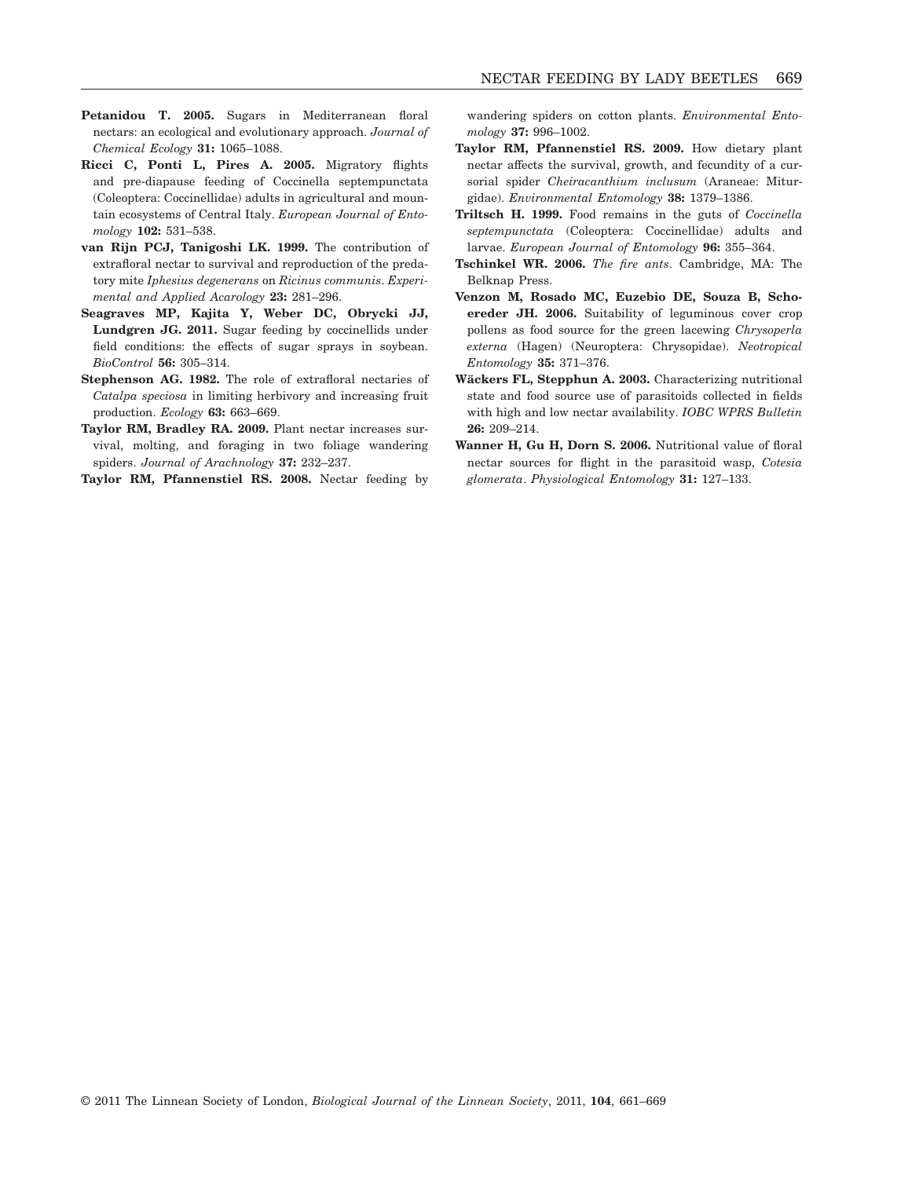**Petanidou T. 2005.** Sugars in Mediterranean floral nectars: an ecological and evolutionary approach. *Journal of Chemical Ecology* **31:** 1065–1088.

**Ricci C, Ponti L, Pires A. 2005.** Migratory flights and pre-diapause feeding of Coccinella septempunctata (Coleoptera: Coccinellidae) adults in agricultural and mountain ecosystems of Central Italy. *European Journal of Entomology* **102:** 531–538.

**van Rijn PCJ, Tanigoshi LK. 1999.** The contribution of extrafloral nectar to survival and reproduction of the predatory mite *Iphesius degenerans* on *Ricinus communis*. *Experimental and Applied Acarology* **23:** 281–296.

**Seagraves MP, Kajita Y, Weber DC, Obrycki JJ, Lundgren JG. 2011.** Sugar feeding by coccinellids under field conditions: the effects of sugar sprays in soybean. *BioControl* **56:** 305–314.

**Stephenson AG. 1982.** The role of extrafloral nectaries of *Catalpa speciosa* in limiting herbivory and increasing fruit production. *Ecology* **63:** 663–669.

**Taylor RM, Bradley RA. 2009.** Plant nectar increases survival, molting, and foraging in two foliage wandering spiders. *Journal of Arachnology* **37:** 232–237.

**Taylor RM, Pfannenstiel RS. 2008.** Nectar feeding by wandering spiders on cotton plants. *Environmental Entomology* **37:** 996–1002.

**Taylor RM, Pfannenstiel RS. 2009.** How dietary plant nectar affects the survival, growth, and fecundity of a cursorial spider *Cheiracanthium inclusum* (Araneae: Miturgidae). *Environmental Entomology* **38:** 1379–1386.

**Triltsch H. 1999.** Food remains in the guts of *Coccinella septempunctata* (Coleoptera: Coccinellidae) adults and larvae. *European Journal of Entomology* **96:** 355–364.

**Tschinkel WR. 2006.** *The fire ants*. Cambridge, MA: The Belknap Press.

**Venzon M, Rosado MC, Euzebio DE, Souza B, Schoereder JH. 2006.** Suitability of leguminous cover crop pollens as food source for the green lacewing *Chrysoperla externa* (Hagen) (Neuroptera: Chrysopidae). *Neotropical Entomology* **35:** 371–376.

**Wäckers FL, Stepphun A. 2003.** Characterizing nutritional state and food source use of parasitoids collected in fields with high and low nectar availability. *IOBC WPRS Bulletin* **26:** 209–214.

**Wanner H, Gu H, Dorn S. 2006.** Nutritional value of floral nectar sources for flight in the parasitoid wasp, *Cotesia glomerata*. *Physiological Entomology* **31:** 127–133.